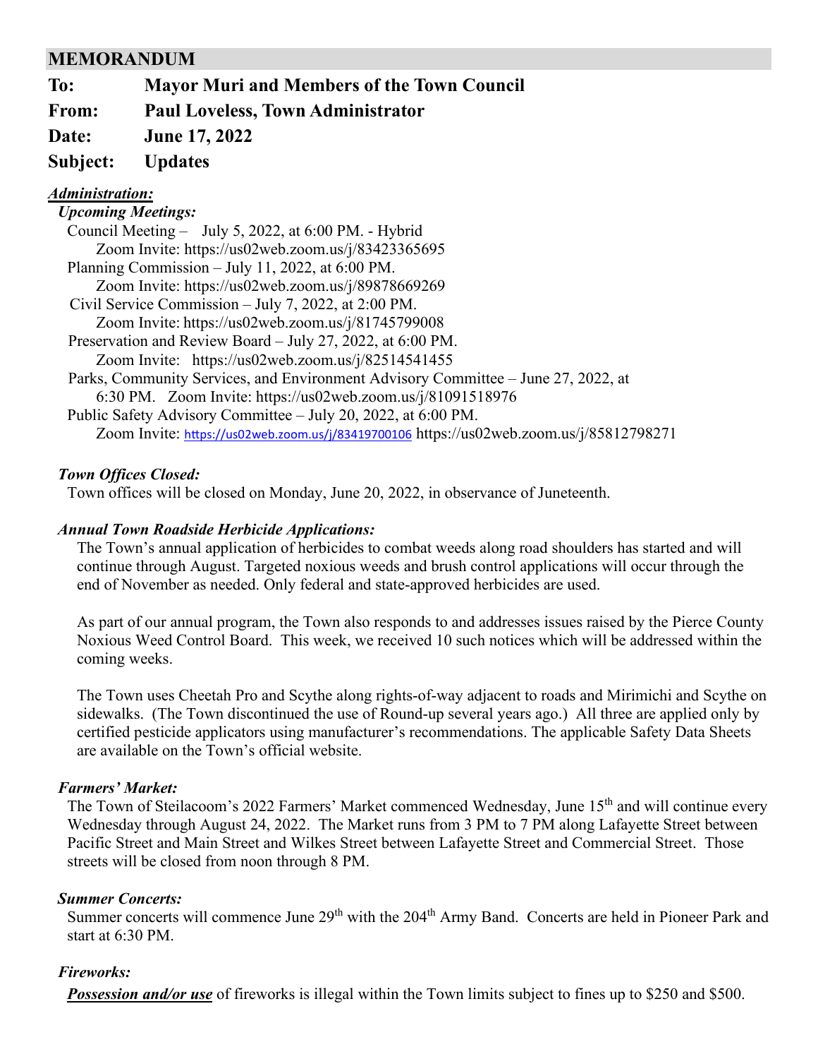## MEMORANDUM

**To:** **Mayor Muri and Members of the Town Council**

**From:** **Paul Loveless, Town Administrator**

**Date:** **June 17, 2022**

**Subject:** **Updates**

### ***Administration:***

***Upcoming Meetings:***

Council Meeting – July 5, 2022, at 6:00 PM. - Hybrid
Zoom Invite: https://us02web.zoom.us/j/83423365695

Planning Commission – July 11, 2022, at 6:00 PM.
Zoom Invite: https://us02web.zoom.us/j/89878669269

Civil Service Commission – July 7, 2022, at 2:00 PM.
Zoom Invite: https://us02web.zoom.us/j/81745799008

Preservation and Review Board – July 27, 2022, at 6:00 PM.
Zoom Invite: https://us02web.zoom.us/j/82514541455

Parks, Community Services, and Environment Advisory Committee – June 27, 2022, at 6:30 PM. Zoom Invite: https://us02web.zoom.us/j/81091518976

Public Safety Advisory Committee – July 20, 2022, at 6:00 PM.
Zoom Invite: https://us02web.zoom.us/j/83419700106 https://us02web.zoom.us/j/85812798271

***Town Offices Closed:***

Town offices will be closed on Monday, June 20, 2022, in observance of Juneteenth.

***Annual Town Roadside Herbicide Applications:***

The Town's annual application of herbicides to combat weeds along road shoulders has started and will continue through August. Targeted noxious weeds and brush control applications will occur through the end of November as needed. Only federal and state-approved herbicides are used.

As part of our annual program, the Town also responds to and addresses issues raised by the Pierce County Noxious Weed Control Board. This week, we received 10 such notices which will be addressed within the coming weeks.

The Town uses Cheetah Pro and Scythe along rights-of-way adjacent to roads and Mirimichi and Scythe on sidewalks. (The Town discontinued the use of Round-up several years ago.) All three are applied only by certified pesticide applicators using manufacturer's recommendations. The applicable Safety Data Sheets are available on the Town's official website.

***Farmers' Market:***

The Town of Steilacoom's 2022 Farmers' Market commenced Wednesday, June 15th and will continue every Wednesday through August 24, 2022. The Market runs from 3 PM to 7 PM along Lafayette Street between Pacific Street and Main Street and Wilkes Street between Lafayette Street and Commercial Street. Those streets will be closed from noon through 8 PM.

***Summer Concerts:***

Summer concerts will commence June 29th with the 204th Army Band. Concerts are held in Pioneer Park and start at 6:30 PM.

***Fireworks:***

***Possession and/or use*** of fireworks is illegal within the Town limits subject to fines up to $250 and $500.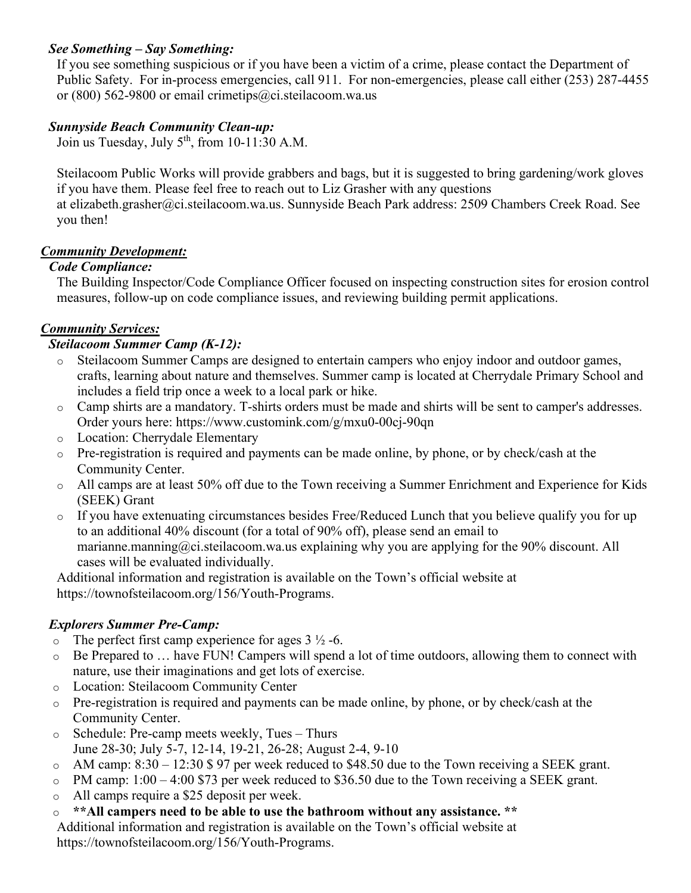### *See Something – Say Something:*

If you see something suspicious or if you have been a victim of a crime, please contact the Department of Public Safety. For in-process emergencies, call 911. For non-emergencies, please call either (253) 287-4455 or (800) 562-9800 or email crimetips@ci.steilacoom.wa.us

### *Sunnyside Beach Community Clean-up:*

Join us Tuesday, July 5th, from 10-11:30 A.M.

Steilacoom Public Works will provide grabbers and bags, but it is suggested to bring gardening/work gloves if you have them. Please feel free to reach out to Liz Grasher with any questions at elizabeth.grasher@ci.steilacoom.wa.us. Sunnyside Beach Park address: 2509 Chambers Creek Road. See you then!

## *Community Development:*

### *Code Compliance:*

The Building Inspector/Code Compliance Officer focused on inspecting construction sites for erosion control measures, follow-up on code compliance issues, and reviewing building permit applications.

## *Community Services:*

### *Steilacoom Summer Camp (K-12):*

- Steilacoom Summer Camps are designed to entertain campers who enjoy indoor and outdoor games, crafts, learning about nature and themselves. Summer camp is located at Cherrydale Primary School and includes a field trip once a week to a local park or hike.
- Camp shirts are a mandatory. T-shirts orders must be made and shirts will be sent to camper's addresses. Order yours here: https://www.customink.com/g/mxu0-00cj-90qn
- Location: Cherrydale Elementary
- Pre-registration is required and payments can be made online, by phone, or by check/cash at the Community Center.
- All camps are at least 50% off due to the Town receiving a Summer Enrichment and Experience for Kids (SEEK) Grant
- If you have extenuating circumstances besides Free/Reduced Lunch that you believe qualify you for up to an additional 40% discount (for a total of 90% off), please send an email to marianne.manning@ci.steilacoom.wa.us explaining why you are applying for the 90% discount. All cases will be evaluated individually.

Additional information and registration is available on the Town's official website at https://townofsteilacoom.org/156/Youth-Programs.

### *Explorers Summer Pre-Camp:*

- The perfect first camp experience for ages 3 ½ -6.
- Be Prepared to … have FUN! Campers will spend a lot of time outdoors, allowing them to connect with nature, use their imaginations and get lots of exercise.
- Location: Steilacoom Community Center
- Pre-registration is required and payments can be made online, by phone, or by check/cash at the Community Center.
- Schedule: Pre-camp meets weekly, Tues – Thurs
  June 28-30; July 5-7, 12-14, 19-21, 26-28; August 2-4, 9-10
- AM camp: 8:30 – 12:30 $ 97 per week reduced to $48.50 due to the Town receiving a SEEK grant.
- PM camp: 1:00 – 4:00 $73 per week reduced to $36.50 due to the Town receiving a SEEK grant.
- All camps require a $25 deposit per week.
- **\*\*All campers need to be able to use the bathroom without any assistance. \*\***

Additional information and registration is available on the Town's official website at https://townofsteilacoom.org/156/Youth-Programs.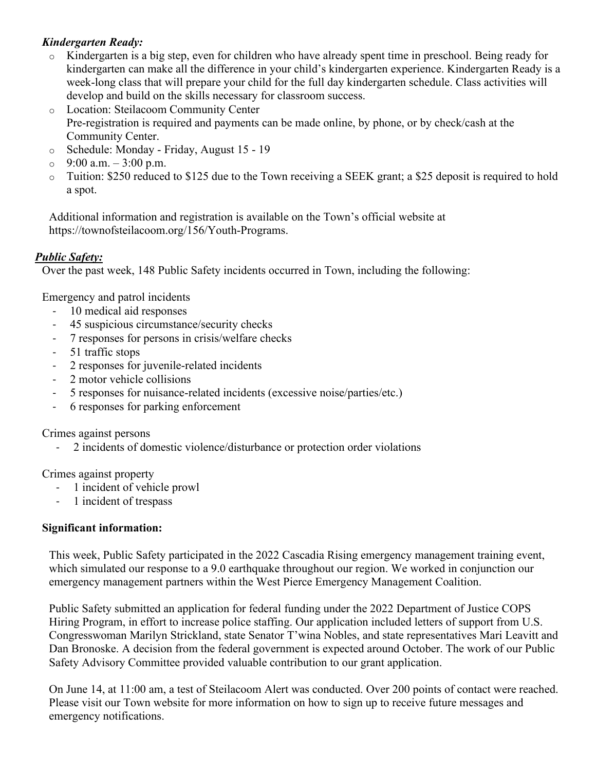***Kindergarten Ready:***

- Kindergarten is a big step, even for children who have already spent time in preschool. Being ready for kindergarten can make all the difference in your child's kindergarten experience. Kindergarten Ready is a week-long class that will prepare your child for the full day kindergarten schedule. Class activities will develop and build on the skills necessary for classroom success.
- Location: Steilacoom Community Center
  Pre-registration is required and payments can be made online, by phone, or by check/cash at the Community Center.
- Schedule: Monday - Friday, August 15 - 19
- 9:00 a.m. – 3:00 p.m.
- Tuition: $250 reduced to $125 due to the Town receiving a SEEK grant; a $25 deposit is required to hold a spot.

Additional information and registration is available on the Town's official website at https://townofsteilacoom.org/156/Youth-Programs.

***Public Safety:***

Over the past week, 148 Public Safety incidents occurred in Town, including the following:

Emergency and patrol incidents

- 10 medical aid responses
- 45 suspicious circumstance/security checks
- 7 responses for persons in crisis/welfare checks
- 51 traffic stops
- 2 responses for juvenile-related incidents
- 2 motor vehicle collisions
- 5 responses for nuisance-related incidents (excessive noise/parties/etc.)
- 6 responses for parking enforcement

Crimes against persons

- 2 incidents of domestic violence/disturbance or protection order violations

Crimes against property

- 1 incident of vehicle prowl
- 1 incident of trespass

**Significant information:**

This week, Public Safety participated in the 2022 Cascadia Rising emergency management training event, which simulated our response to a 9.0 earthquake throughout our region. We worked in conjunction our emergency management partners within the West Pierce Emergency Management Coalition.

Public Safety submitted an application for federal funding under the 2022 Department of Justice COPS Hiring Program, in effort to increase police staffing. Our application included letters of support from U.S. Congresswoman Marilyn Strickland, state Senator T'wina Nobles, and state representatives Mari Leavitt and Dan Bronoske. A decision from the federal government is expected around October. The work of our Public Safety Advisory Committee provided valuable contribution to our grant application.

On June 14, at 11:00 am, a test of Steilacoom Alert was conducted. Over 200 points of contact were reached. Please visit our Town website for more information on how to sign up to receive future messages and emergency notifications.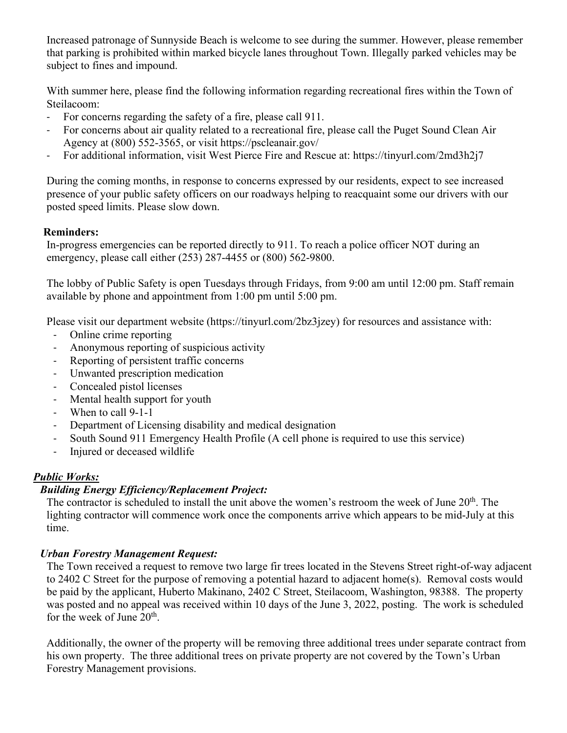Increased patronage of Sunnyside Beach is welcome to see during the summer. However, please remember that parking is prohibited within marked bicycle lanes throughout Town. Illegally parked vehicles may be subject to fines and impound.

With summer here, please find the following information regarding recreational fires within the Town of Steilacoom:

- For concerns regarding the safety of a fire, please call 911.
- For concerns about air quality related to a recreational fire, please call the Puget Sound Clean Air Agency at (800) 552-3565, or visit https://pscleanair.gov/
- For additional information, visit West Pierce Fire and Rescue at: https://tinyurl.com/2md3h2j7

During the coming months, in response to concerns expressed by our residents, expect to see increased presence of your public safety officers on our roadways helping to reacquaint some our drivers with our posted speed limits. Please slow down.

**Reminders:**

In-progress emergencies can be reported directly to 911. To reach a police officer NOT during an emergency, please call either (253) 287-4455 or (800) 562-9800.

The lobby of Public Safety is open Tuesdays through Fridays, from 9:00 am until 12:00 pm. Staff remain available by phone and appointment from 1:00 pm until 5:00 pm.

Please visit our department website (https://tinyurl.com/2bz3jzey) for resources and assistance with:

- Online crime reporting
- Anonymous reporting of suspicious activity
- Reporting of persistent traffic concerns
- Unwanted prescription medication
- Concealed pistol licenses
- Mental health support for youth
- When to call 9-1-1
- Department of Licensing disability and medical designation
- South Sound 911 Emergency Health Profile (A cell phone is required to use this service)
- Injured or deceased wildlife

***Public Works:***

***Building Energy Efficiency/Replacement Project:***

The contractor is scheduled to install the unit above the women's restroom the week of June 20th. The lighting contractor will commence work once the components arrive which appears to be mid-July at this time.

***Urban Forestry Management Request:***

The Town received a request to remove two large fir trees located in the Stevens Street right-of-way adjacent to 2402 C Street for the purpose of removing a potential hazard to adjacent home(s). Removal costs would be paid by the applicant, Huberto Makinano, 2402 C Street, Steilacoom, Washington, 98388. The property was posted and no appeal was received within 10 days of the June 3, 2022, posting. The work is scheduled for the week of June 20th.

Additionally, the owner of the property will be removing three additional trees under separate contract from his own property. The three additional trees on private property are not covered by the Town's Urban Forestry Management provisions.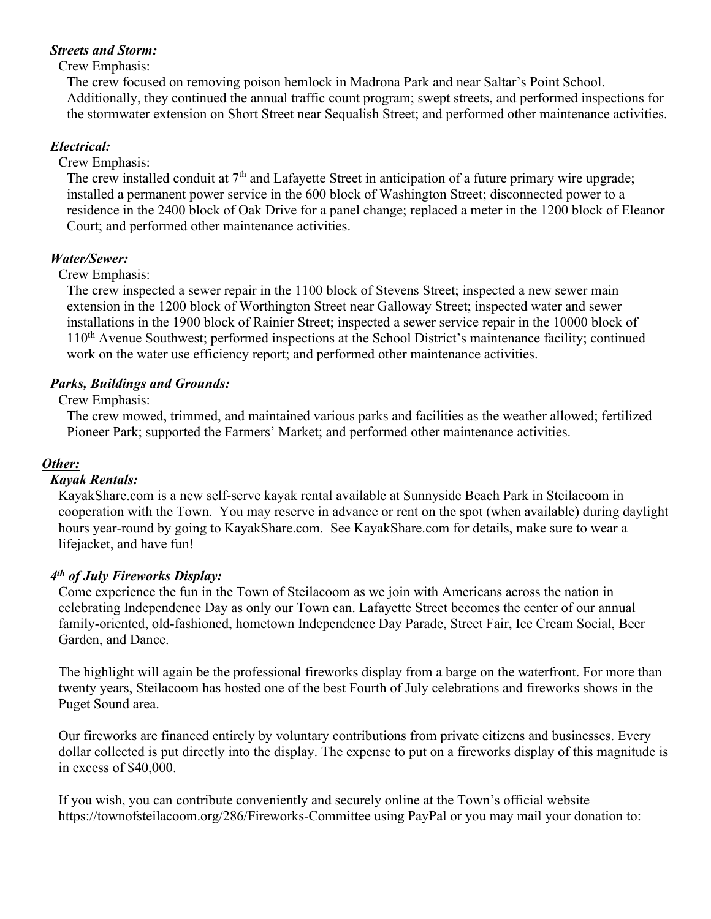***Streets and Storm:***

Crew Emphasis:

The crew focused on removing poison hemlock in Madrona Park and near Saltar's Point School. Additionally, they continued the annual traffic count program; swept streets, and performed inspections for the stormwater extension on Short Street near Sequalish Street; and performed other maintenance activities.

***Electrical:***

Crew Emphasis:

The crew installed conduit at 7th and Lafayette Street in anticipation of a future primary wire upgrade; installed a permanent power service in the 600 block of Washington Street; disconnected power to a residence in the 2400 block of Oak Drive for a panel change; replaced a meter in the 1200 block of Eleanor Court; and performed other maintenance activities.

***Water/Sewer:***

Crew Emphasis:

The crew inspected a sewer repair in the 1100 block of Stevens Street; inspected a new sewer main extension in the 1200 block of Worthington Street near Galloway Street; inspected water and sewer installations in the 1900 block of Rainier Street; inspected a sewer service repair in the 10000 block of 110th Avenue Southwest; performed inspections at the School District's maintenance facility; continued work on the water use efficiency report; and performed other maintenance activities.

***Parks, Buildings and Grounds:***

Crew Emphasis:

The crew mowed, trimmed, and maintained various parks and facilities as the weather allowed; fertilized Pioneer Park; supported the Farmers' Market; and performed other maintenance activities.

## ***Other:***

***Kayak Rentals:***

KayakShare.com is a new self-serve kayak rental available at Sunnyside Beach Park in Steilacoom in cooperation with the Town. You may reserve in advance or rent on the spot (when available) during daylight hours year-round by going to KayakShare.com. See KayakShare.com for details, make sure to wear a lifejacket, and have fun!

***4th of July Fireworks Display:***

Come experience the fun in the Town of Steilacoom as we join with Americans across the nation in celebrating Independence Day as only our Town can. Lafayette Street becomes the center of our annual family-oriented, old-fashioned, hometown Independence Day Parade, Street Fair, Ice Cream Social, Beer Garden, and Dance.

The highlight will again be the professional fireworks display from a barge on the waterfront. For more than twenty years, Steilacoom has hosted one of the best Fourth of July celebrations and fireworks shows in the Puget Sound area.

Our fireworks are financed entirely by voluntary contributions from private citizens and businesses. Every dollar collected is put directly into the display. The expense to put on a fireworks display of this magnitude is in excess of $40,000.

If you wish, you can contribute conveniently and securely online at the Town's official website https://townofsteilacoom.org/286/Fireworks-Committee using PayPal or you may mail your donation to: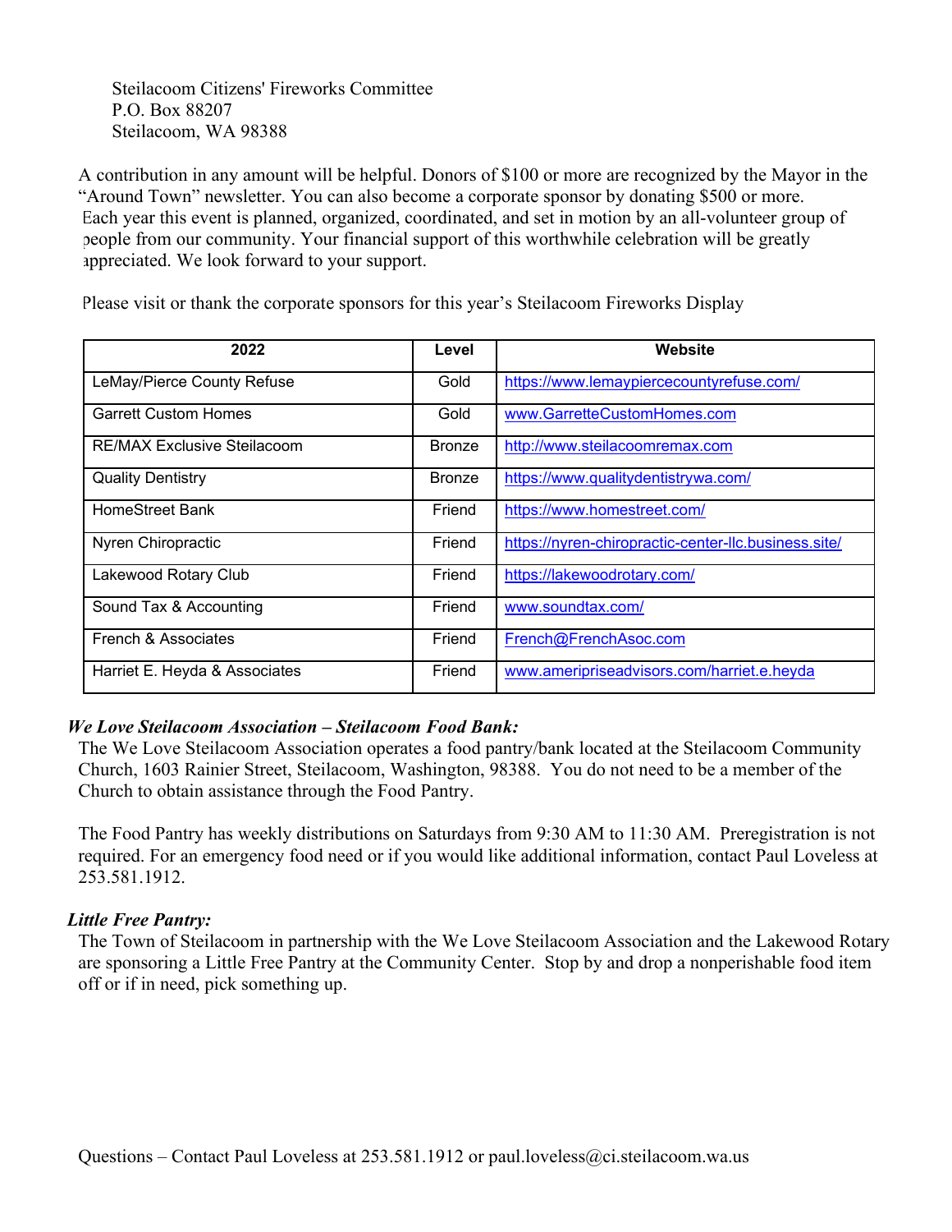Steilacoom Citizens' Fireworks Committee
P.O. Box 88207
Steilacoom, WA 98388

A contribution in any amount will be helpful. Donors of $100 or more are recognized by the Mayor in the "Around Town" newsletter. You can also become a corporate sponsor by donating $500 or more. Each year this event is planned, organized, coordinated, and set in motion by an all-volunteer group of people from our community. Your financial support of this worthwhile celebration will be greatly appreciated. We look forward to your support.

Please visit or thank the corporate sponsors for this year's Steilacoom Fireworks Display

| 2022 | Level | Website |
|---|---|---|
| LeMay/Pierce County Refuse | Gold | https://www.lemaypiercecountyrefuse.com/ |
| Garrett Custom Homes | Gold | www.GarretteCustomHomes.com |
| RE/MAX Exclusive Steilacoom | Bronze | http://www.steilacoomremax.com |
| Quality Dentistry | Bronze | https://www.qualitydentistrywa.com/ |
| HomeStreet Bank | Friend | https://www.homestreet.com/ |
| Nyren Chiropractic | Friend | https://nyren-chiropractic-center-llc.business.site/ |
| Lakewood Rotary Club | Friend | https://lakewoodrotary.com/ |
| Sound Tax & Accounting | Friend | www.soundtax.com/ |
| French & Associates | Friend | French@FrenchAsoc.com |
| Harriet E. Heyda & Associates | Friend | www.ameripriseadvisors.com/harriet.e.heyda |

***We Love Steilacoom Association – Steilacoom Food Bank:***

The We Love Steilacoom Association operates a food pantry/bank located at the Steilacoom Community Church, 1603 Rainier Street, Steilacoom, Washington, 98388. You do not need to be a member of the Church to obtain assistance through the Food Pantry.

The Food Pantry has weekly distributions on Saturdays from 9:30 AM to 11:30 AM. Preregistration is not required. For an emergency food need or if you would like additional information, contact Paul Loveless at 253.581.1912.

***Little Free Pantry:***

The Town of Steilacoom in partnership with the We Love Steilacoom Association and the Lakewood Rotary are sponsoring a Little Free Pantry at the Community Center. Stop by and drop a nonperishable food item off or if in need, pick something up.

Questions – Contact Paul Loveless at 253.581.1912 or paul.loveless@ci.steilacoom.wa.us